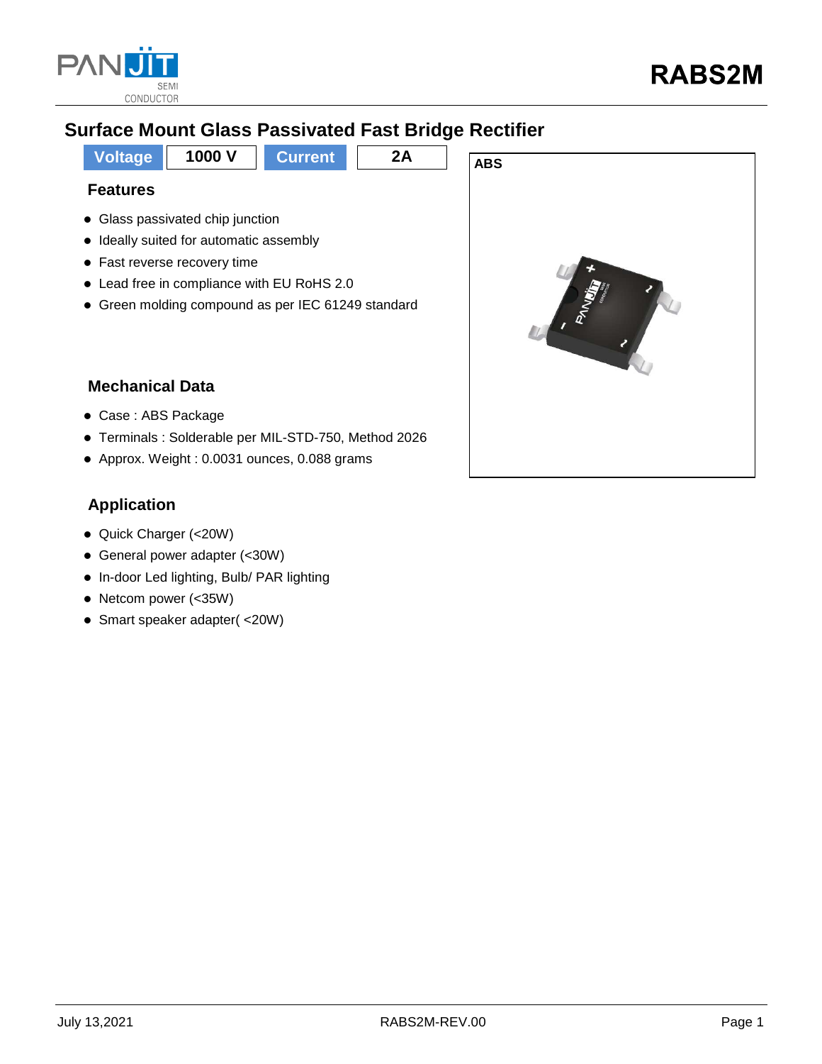# RABS2M

## Surface Mount Glass Passivated Fast Bridge Rectifier

| Voltage | 1000 V | Current | 2A |
|---|---|---|---|

ABS

### Features

- Glass passivated chip junction
- Ideally suited for automatic assembly
- Fast reverse recovery time
- Lead free in compliance with EU RoHS 2.0
- Green molding compound as per IEC 61249 standard

### Mechanical Data

- Case : ABS Package
- Terminals : Solderable per MIL-STD-750, Method 2026
- Approx. Weight : 0.0031 ounces, 0.088 grams

### Application

- Quick Charger (<20W)
- General power adapter (<30W)
- In-door Led lighting, Bulb/ PAR lighting
- Netcom power (<35W)
- Smart speaker adapter( <20W)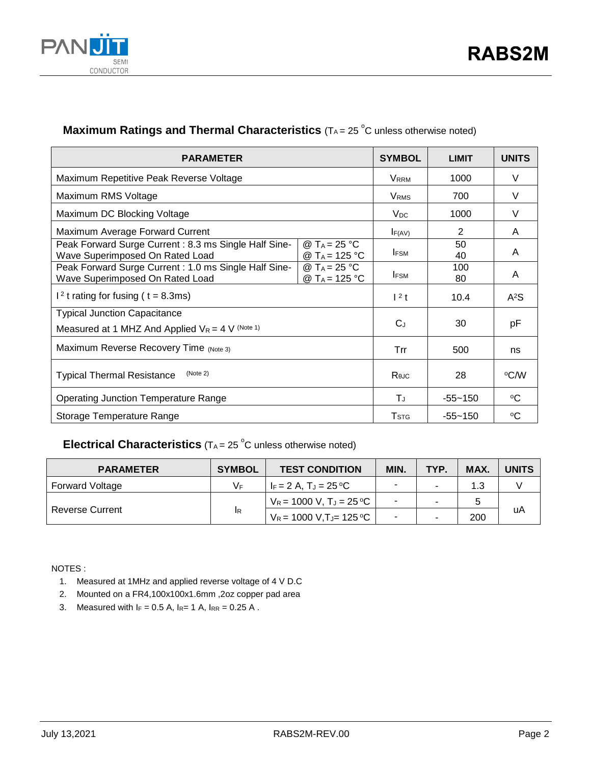## Maximum Ratings and Thermal Characteristics ($T_A$ = 25 °C unless otherwise noted)

| PARAMETER | | SYMBOL | LIMIT | UNITS |
|---|---|---|---|---|
| Maximum Repetitive Peak Reverse Voltage | | $V_{RRM}$ | 1000 | V |
| Maximum RMS Voltage | | $V_{RMS}$ | 700 | V |
| Maximum DC Blocking Voltage | | $V_{DC}$ | 1000 | V |
| Maximum Average Forward Current | | $I_{F(AV)}$ | 2 | A |
| Peak Forward Surge Current : 8.3 ms Single Half Sine-Wave Superimposed On Rated Load | @ $T_A$ = 25 °C<br>@ $T_A$ = 125 °C | $I_{FSM}$ | 50<br>40 | A |
| Peak Forward Surge Current : 1.0 ms Single Half Sine-Wave Superimposed On Rated Load | @ $T_A$ = 25 °C<br>@ $T_A$ = 125 °C | $I_{FSM}$ | 100<br>80 | A |
| $I^2t$ rating for fusing ( t = 8.3ms) | | $I^2t$ | 10.4 | $A^2S$ |
| Typical Junction Capacitance<br>Measured at 1 MHZ And Applied $V_R$ = 4 V (Note 1) | | $C_J$ | 30 | pF |
| Maximum Reverse Recovery Time (Note 3) | | Trr | 500 | ns |
| Typical Thermal Resistance (Note 2) | | $R_{\theta JC}$ | 28 | °C/W |
| Operating Junction Temperature Range | | $T_J$ | -55~150 | °C |
| Storage Temperature Range | | $T_{STG}$ | -55~150 | °C |

## Electrical Characteristics ($T_A$ = 25 °C unless otherwise noted)

| PARAMETER | SYMBOL | TEST CONDITION | MIN. | TYP. | MAX. | UNITS |
|---|---|---|---|---|---|---|
| Forward Voltage | $V_F$ | $I_F$ = 2 A, $T_J$ = 25 °C | - | - | 1.3 | V |
| Reverse Current | $I_R$ | $V_R$ = 1000 V, $T_J$ = 25 °C | - | - | 5 | uA |
| | | $V_R$ = 1000 V, $T_J$ = 125 °C | - | - | 200 | |

NOTES :

1. Measured at 1MHz and applied reverse voltage of 4 V D.C
2. Mounted on a FR4,100x100x1.6mm ,2oz copper pad area
3. Measured with $I_F$ = 0.5 A, $I_R$ = 1 A, $I_{RR}$ = 0.25 A .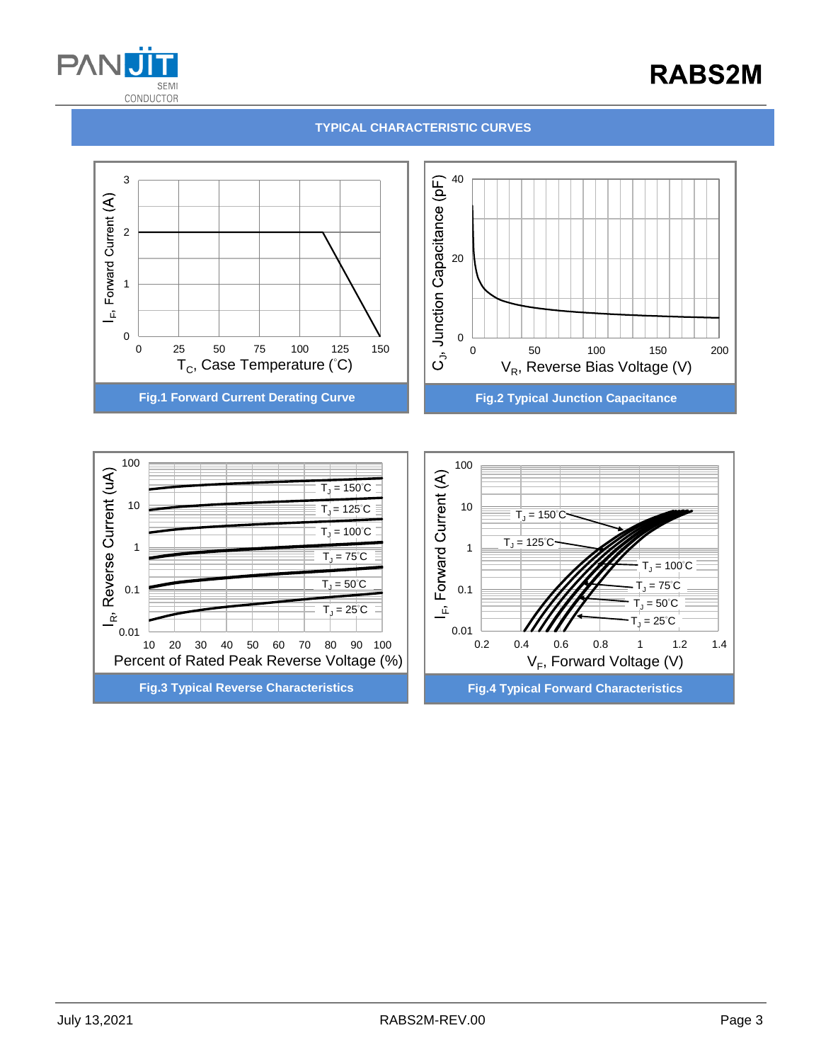## TYPICAL CHARACTERISTIC CURVES

$I_F$, Forward Current (A)

$T_C$, Case Temperature (°C)

**Fig.1 Forward Current Derating Curve**

$C_J$, Junction Capacitance (pF)

$V_R$, Reverse Bias Voltage (V)

**Fig.2 Typical Junction Capacitance**

$I_R$, Reverse Current (uA)

Percent of Rated Peak Reverse Voltage (%)

$T_J$ = 150°C, $T_J$ = 125°C, $T_J$ = 100°C, $T_J$ = 75°C, $T_J$ = 50°C, $T_J$ = 25°C

**Fig.3 Typical Reverse Characteristics**

$I_F$, Forward Current (A)

$V_F$, Forward Voltage (V)

$T_J$ = 150°C, $T_J$ = 125°C, $T_J$ = 100°C, $T_J$ = 75°C, $T_J$ = 50°C, $T_J$ = 25°C

**Fig.4 Typical Forward Characteristics**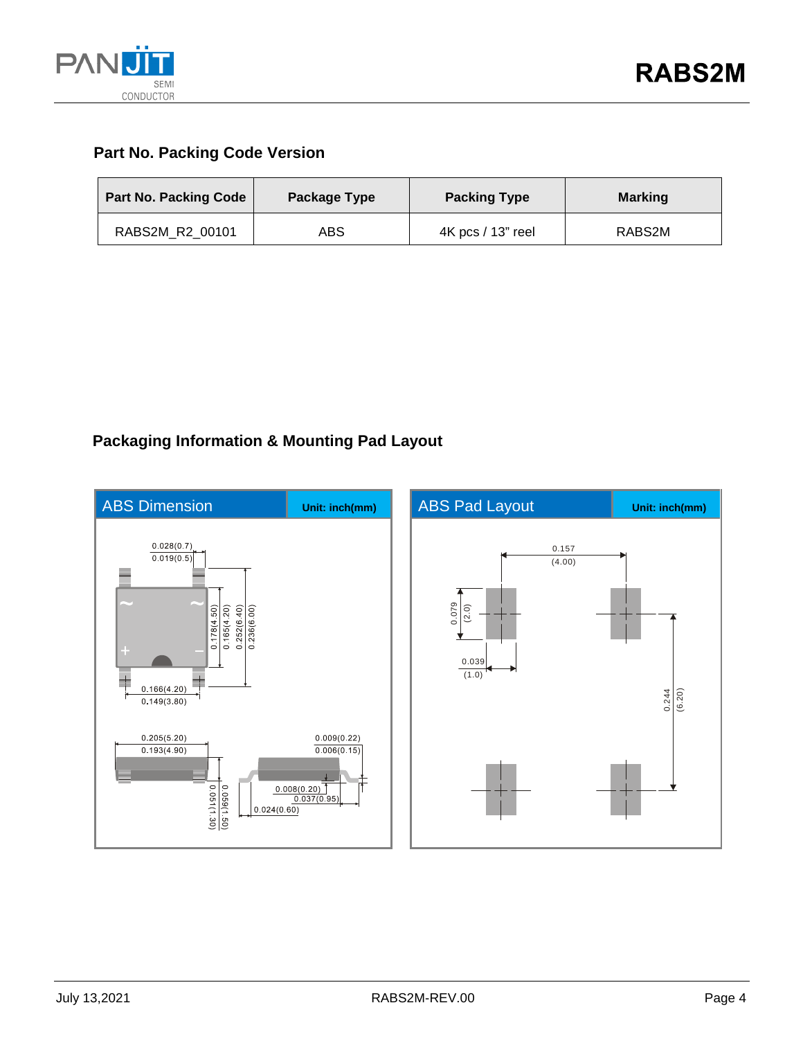## Part No. Packing Code Version

| Part No. Packing Code | Package Type | Packing Type | Marking |
|---|---|---|---|
| RABS2M_R2_00101 | ABS | 4K pcs / 13" reel | RABS2M |

## Packaging Information & Mounting Pad Layout

**ABS Dimension** — Unit: inch(mm)

0.028(0.7)
0.019(0.5)
0.178(4.50)
0.165(4.20)
0.252(6.40)
0.236(6.00)
0.166(4.20)
0.149(3.80)
0.205(5.20)
0.193(4.90)
0.059(1.50)
0.051(1.30)
0.009(0.22)
0.006(0.15)
0.008(0.20)
0.037(0.95)
0.024(0.60)

**ABS Pad Layout** — Unit: inch(mm)

0.157
(4.00)
0.079
(2.0)
0.039
(1.0)
0.244
(6.20)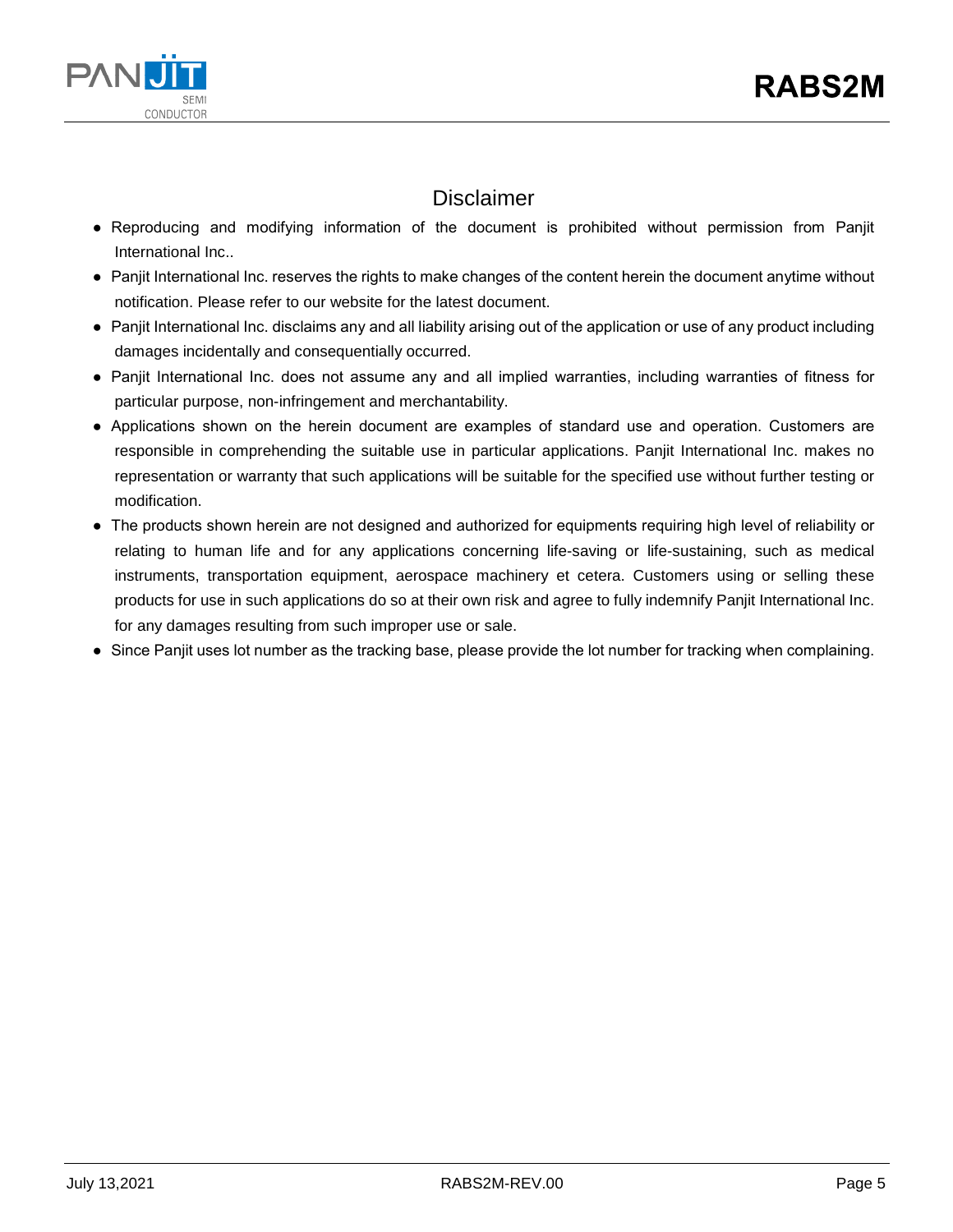# Disclaimer

- Reproducing and modifying information of the document is prohibited without permission from Panjit International Inc..
- Panjit International Inc. reserves the rights to make changes of the content herein the document anytime without notification. Please refer to our website for the latest document.
- Panjit International Inc. disclaims any and all liability arising out of the application or use of any product including damages incidentally and consequentially occurred.
- Panjit International Inc. does not assume any and all implied warranties, including warranties of fitness for particular purpose, non-infringement and merchantability.
- Applications shown on the herein document are examples of standard use and operation. Customers are responsible in comprehending the suitable use in particular applications. Panjit International Inc. makes no representation or warranty that such applications will be suitable for the specified use without further testing or modification.
- The products shown herein are not designed and authorized for equipments requiring high level of reliability or relating to human life and for any applications concerning life-saving or life-sustaining, such as medical instruments, transportation equipment, aerospace machinery et cetera. Customers using or selling these products for use in such applications do so at their own risk and agree to fully indemnify Panjit International Inc. for any damages resulting from such improper use or sale.
- Since Panjit uses lot number as the tracking base, please provide the lot number for tracking when complaining.